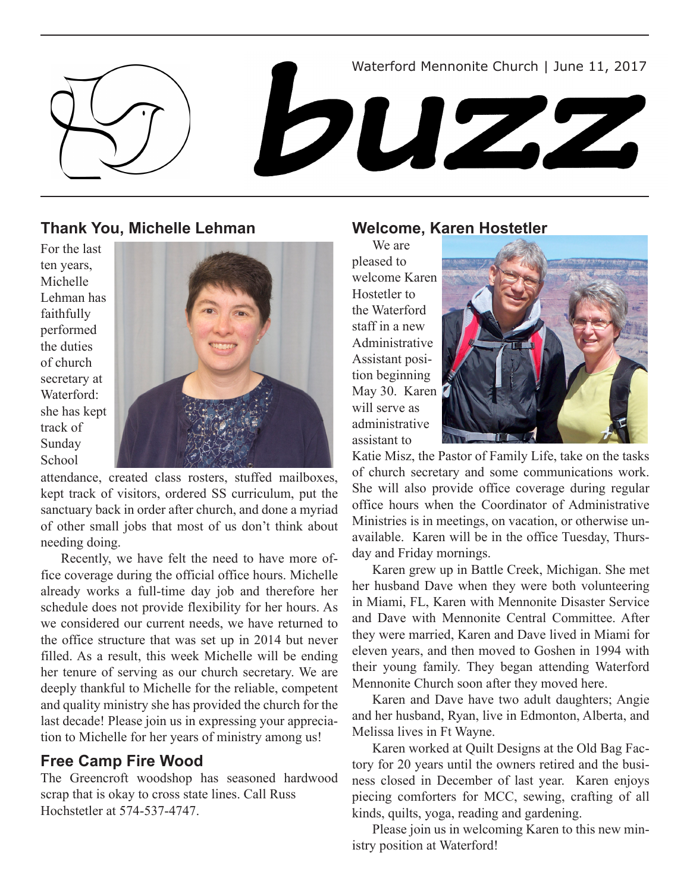Waterford Mennonite Church | June 11, 2017

# buzz

## Thank You, Michelle Lehman

For the last ten years, Michelle Lehman has faithfully performed the duties of church secretary at Waterford: she has kept track of Sunday School attendance, created class rosters, stuffed mailboxes, kept track of visitors, ordered SS curriculum, put the sanctuary back in order after church, and done a myriad of other small jobs that most of us don't think about needing doing.

Recently, we have felt the need to have more office coverage during the official office hours. Michelle already works a full-time day job and therefore her schedule does not provide flexibility for her hours. As we considered our current needs, we have returned to the office structure that was set up in 2014 but never filled. As a result, this week Michelle will be ending her tenure of serving as our church secretary. We are deeply thankful to Michelle for the reliable, competent and quality ministry she has provided the church for the last decade! Please join us in expressing your appreciation to Michelle for her years of ministry among us!

## Free Camp Fire Wood

The Greencroft woodshop has seasoned hardwood scrap that is okay to cross state lines. Call Russ Hochstetler at 574-537-4747.

## Welcome, Karen Hostetler

We are pleased to welcome Karen Hostetler to the Waterford staff in a new Administrative Assistant position beginning May 30. Karen will serve as administrative assistant to Katie Misz, the Pastor of Family Life, take on the tasks of church secretary and some communications work. She will also provide office coverage during regular office hours when the Coordinator of Administrative Ministries is in meetings, on vacation, or otherwise unavailable. Karen will be in the office Tuesday, Thursday and Friday mornings.

Karen grew up in Battle Creek, Michigan. She met her husband Dave when they were both volunteering in Miami, FL, Karen with Mennonite Disaster Service and Dave with Mennonite Central Committee. After they were married, Karen and Dave lived in Miami for eleven years, and then moved to Goshen in 1994 with their young family. They began attending Waterford Mennonite Church soon after they moved here.

Karen and Dave have two adult daughters; Angie and her husband, Ryan, live in Edmonton, Alberta, and Melissa lives in Ft Wayne.

Karen worked at Quilt Designs at the Old Bag Factory for 20 years until the owners retired and the business closed in December of last year. Karen enjoys piecing comforters for MCC, sewing, crafting of all kinds, quilts, yoga, reading and gardening.

Please join us in welcoming Karen to this new ministry position at Waterford!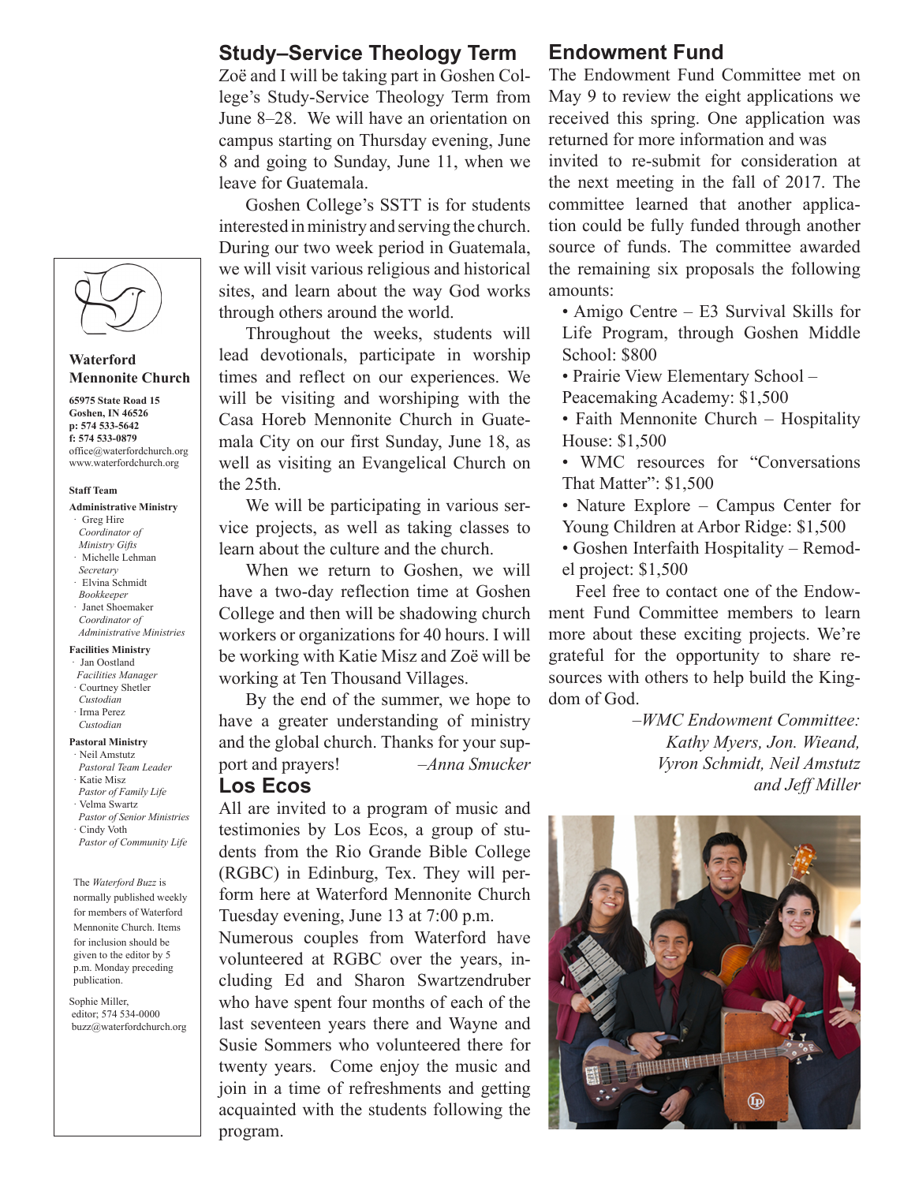**Waterford Mennonite Church**

**65975 State Road 15**
**Goshen, IN 46526**
**p: 574 533-5642**
**f: 574 533-0879**
office@waterfordchurch.org
www.waterfordchurch.org

**Staff Team**

**Administrative Ministry**
- Greg Hire
  *Coordinator of Ministry Gifts*
- Michelle Lehman
  *Secretary*
- Elvina Schmidt
  *Bookkeeper*
- Janet Shoemaker
  *Coordinator of Administrative Ministries*

**Facilities Ministry**
- Jan Oostland
  *Facilities Manager*
- Courtney Shetler
  *Custodian*
- Irma Perez
  *Custodian*

**Pastoral Ministry**
- Neil Amstutz
  *Pastoral Team Leader*
- Katie Misz
  *Pastor of Family Life*
- Velma Swartz
  *Pastor of Senior Ministries*
- Cindy Voth
  *Pastor of Community Life*

The *Waterford Buzz* is normally published weekly for members of Waterford Mennonite Church. Items for inclusion should be given to the editor by 5 p.m. Monday preceding publication.

Sophie Miller, editor; 574 534-0000
buzz@waterfordchurch.org

## Study–Service Theology Term

Zoë and I will be taking part in Goshen College's Study-Service Theology Term from June 8–28. We will have an orientation on campus starting on Thursday evening, June 8 and going to Sunday, June 11, when we leave for Guatemala.

Goshen College's SSTT is for students interested in ministry and serving the church. During our two week period in Guatemala, we will visit various religious and historical sites, and learn about the way God works through others around the world.

Throughout the weeks, students will lead devotionals, participate in worship times and reflect on our experiences. We will be visiting and worshiping with the Casa Horeb Mennonite Church in Guatemala City on our first Sunday, June 18, as well as visiting an Evangelical Church on the 25th.

We will be participating in various service projects, as well as taking classes to learn about the culture and the church.

When we return to Goshen, we will have a two-day reflection time at Goshen College and then will be shadowing church workers or organizations for 40 hours. I will be working with Katie Misz and Zoë will be working at Ten Thousand Villages.

By the end of the summer, we hope to have a greater understanding of ministry and the global church. Thanks for your support and prayers! *–Anna Smucker*

## Los Ecos

All are invited to a program of music and testimonies by Los Ecos, a group of students from the Rio Grande Bible College (RGBC) in Edinburg, Tex. They will perform here at Waterford Mennonite Church Tuesday evening, June 13 at 7:00 p.m.

Numerous couples from Waterford have volunteered at RGBC over the years, including Ed and Sharon Swartzendruber who have spent four months of each of the last seventeen years there and Wayne and Susie Sommers who volunteered there for twenty years. Come enjoy the music and join in a time of refreshments and getting acquainted with the students following the program.

## Endowment Fund

The Endowment Fund Committee met on May 9 to review the eight applications we received this spring. One application was returned for more information and was invited to re-submit for consideration at the next meeting in the fall of 2017. The committee learned that another application could be fully funded through another source of funds. The committee awarded the remaining six proposals the following amounts:

- Amigo Centre – E3 Survival Skills for Life Program, through Goshen Middle School: $800
- Prairie View Elementary School – Peacemaking Academy: $1,500
- Faith Mennonite Church – Hospitality House: $1,500
- WMC resources for "Conversations That Matter": $1,500
- Nature Explore – Campus Center for Young Children at Arbor Ridge: $1,500
- Goshen Interfaith Hospitality – Remodel project: $1,500

Feel free to contact one of the Endowment Fund Committee members to learn more about these exciting projects. We're grateful for the opportunity to share resources with others to help build the Kingdom of God.

*–WMC Endowment Committee: Kathy Myers, Jon. Wieand, Vyron Schmidt, Neil Amstutz and Jeff Miller*